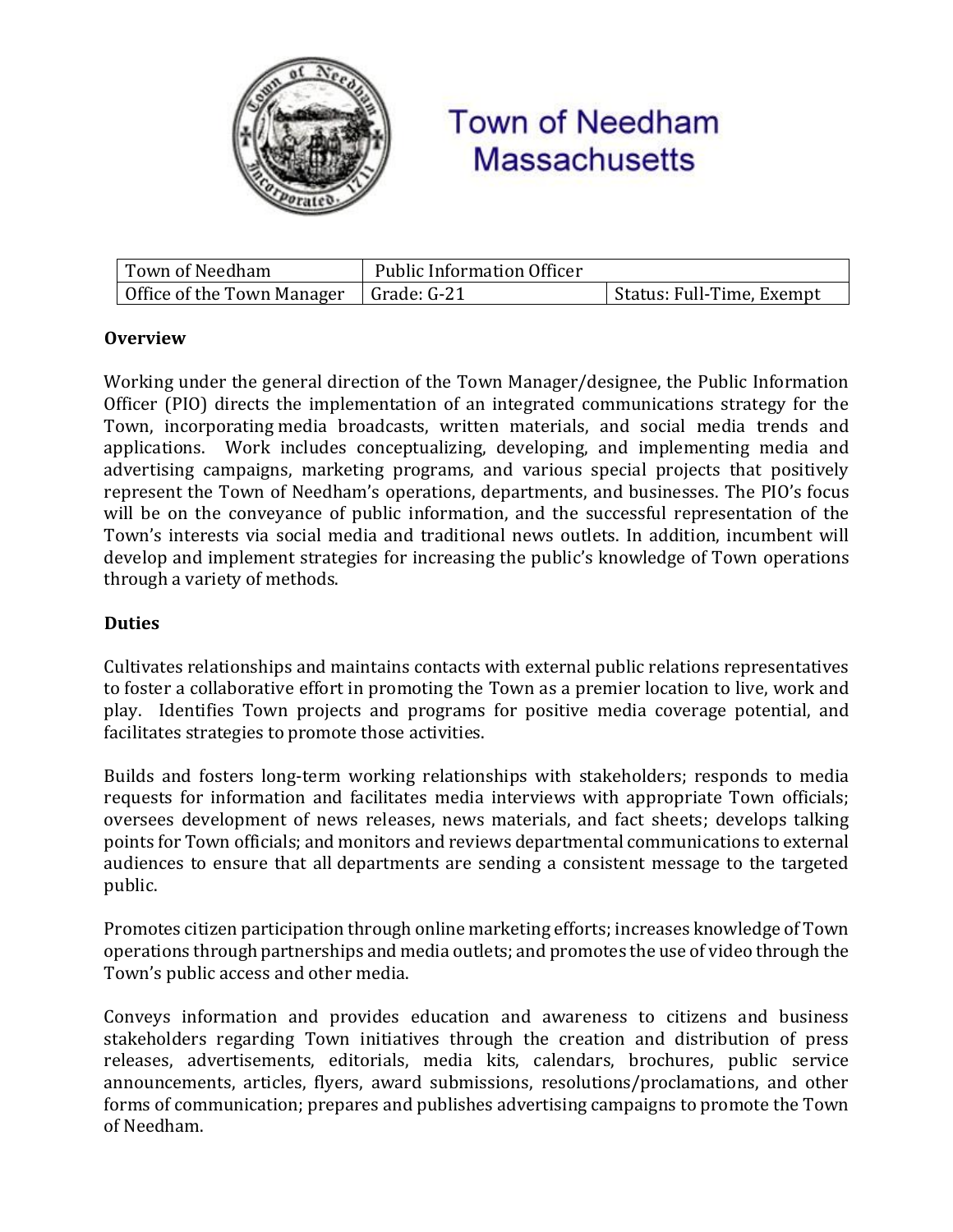# Town of Needham Massachusetts

| Town of Needham | Public Information Officer | |
|---|---|---|
| Office of the Town Manager | Grade: G-21 | Status: Full-Time, Exempt |

**Overview**

Working under the general direction of the Town Manager/designee, the Public Information Officer (PIO) directs the implementation of an integrated communications strategy for the Town, incorporating media broadcasts, written materials, and social media trends and applications. Work includes conceptualizing, developing, and implementing media and advertising campaigns, marketing programs, and various special projects that positively represent the Town of Needham's operations, departments, and businesses. The PIO's focus will be on the conveyance of public information, and the successful representation of the Town's interests via social media and traditional news outlets. In addition, incumbent will develop and implement strategies for increasing the public's knowledge of Town operations through a variety of methods.

**Duties**

Cultivates relationships and maintains contacts with external public relations representatives to foster a collaborative effort in promoting the Town as a premier location to live, work and play. Identifies Town projects and programs for positive media coverage potential, and facilitates strategies to promote those activities.

Builds and fosters long-term working relationships with stakeholders; responds to media requests for information and facilitates media interviews with appropriate Town officials; oversees development of news releases, news materials, and fact sheets; develops talking points for Town officials; and monitors and reviews departmental communications to external audiences to ensure that all departments are sending a consistent message to the targeted public.

Promotes citizen participation through online marketing efforts; increases knowledge of Town operations through partnerships and media outlets; and promotes the use of video through the Town's public access and other media.

Conveys information and provides education and awareness to citizens and business stakeholders regarding Town initiatives through the creation and distribution of press releases, advertisements, editorials, media kits, calendars, brochures, public service announcements, articles, flyers, award submissions, resolutions/proclamations, and other forms of communication; prepares and publishes advertising campaigns to promote the Town of Needham.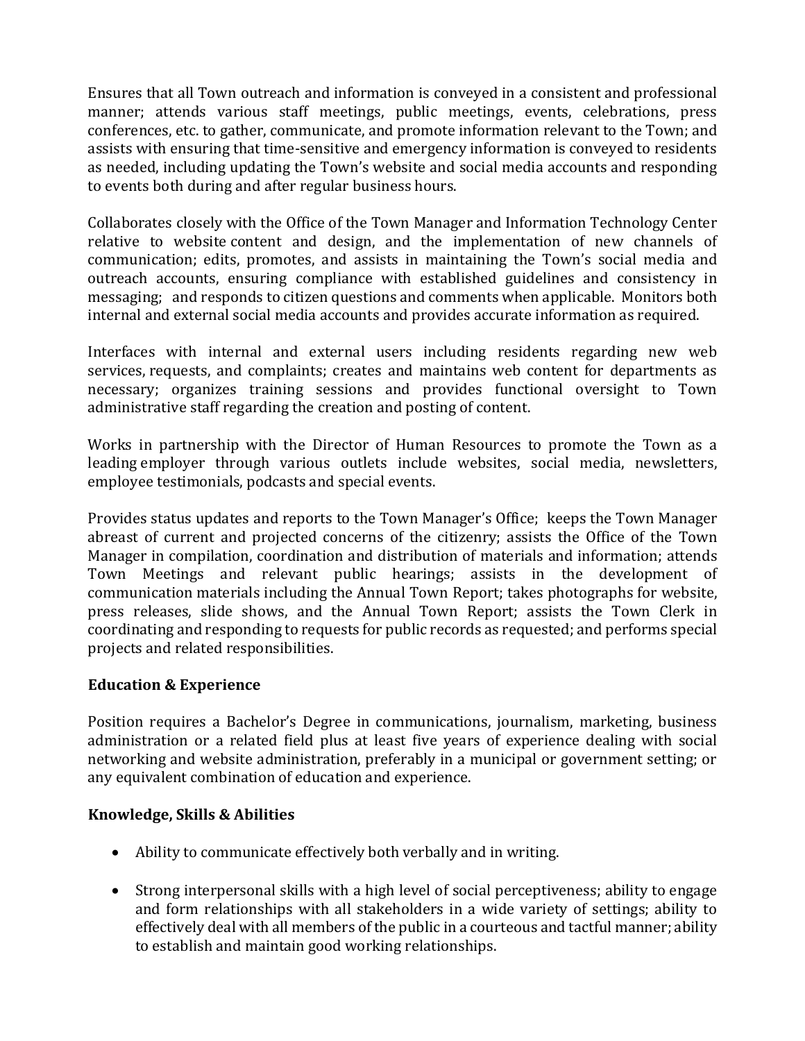Ensures that all Town outreach and information is conveyed in a consistent and professional manner; attends various staff meetings, public meetings, events, celebrations, press conferences, etc. to gather, communicate, and promote information relevant to the Town; and assists with ensuring that time-sensitive and emergency information is conveyed to residents as needed, including updating the Town's website and social media accounts and responding to events both during and after regular business hours.

Collaborates closely with the Office of the Town Manager and Information Technology Center relative to website content and design, and the implementation of new channels of communication; edits, promotes, and assists in maintaining the Town's social media and outreach accounts, ensuring compliance with established guidelines and consistency in messaging; and responds to citizen questions and comments when applicable. Monitors both internal and external social media accounts and provides accurate information as required.

Interfaces with internal and external users including residents regarding new web services, requests, and complaints; creates and maintains web content for departments as necessary; organizes training sessions and provides functional oversight to Town administrative staff regarding the creation and posting of content.

Works in partnership with the Director of Human Resources to promote the Town as a leading employer through various outlets include websites, social media, newsletters, employee testimonials, podcasts and special events.

Provides status updates and reports to the Town Manager's Office; keeps the Town Manager abreast of current and projected concerns of the citizenry; assists the Office of the Town Manager in compilation, coordination and distribution of materials and information; attends Town Meetings and relevant public hearings; assists in the development of communication materials including the Annual Town Report; takes photographs for website, press releases, slide shows, and the Annual Town Report; assists the Town Clerk in coordinating and responding to requests for public records as requested; and performs special projects and related responsibilities.

**Education & Experience**

Position requires a Bachelor's Degree in communications, journalism, marketing, business administration or a related field plus at least five years of experience dealing with social networking and website administration, preferably in a municipal or government setting; or any equivalent combination of education and experience.

**Knowledge, Skills & Abilities**

- Ability to communicate effectively both verbally and in writing.
- Strong interpersonal skills with a high level of social perceptiveness; ability to engage and form relationships with all stakeholders in a wide variety of settings; ability to effectively deal with all members of the public in a courteous and tactful manner; ability to establish and maintain good working relationships.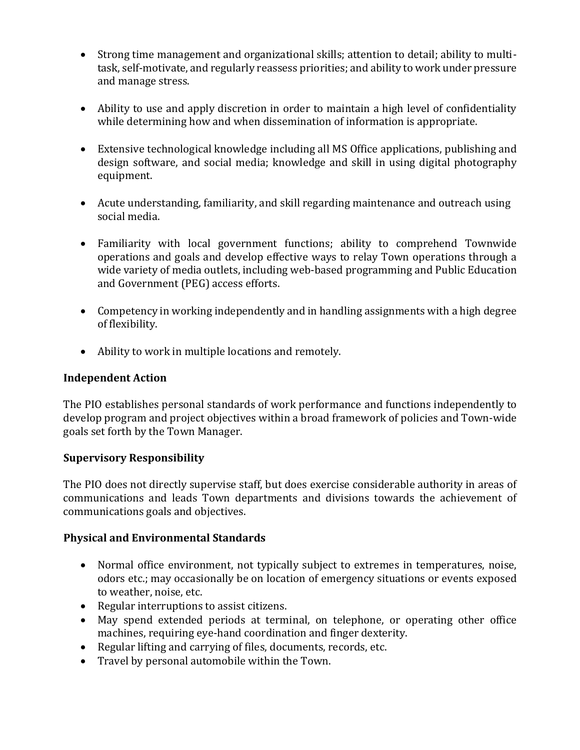- Strong time management and organizational skills; attention to detail; ability to multi-task, self-motivate, and regularly reassess priorities; and ability to work under pressure and manage stress.

- Ability to use and apply discretion in order to maintain a high level of confidentiality while determining how and when dissemination of information is appropriate.

- Extensive technological knowledge including all MS Office applications, publishing and design software, and social media; knowledge and skill in using digital photography equipment.

- Acute understanding, familiarity, and skill regarding maintenance and outreach using social media.

- Familiarity with local government functions; ability to comprehend Townwide operations and goals and develop effective ways to relay Town operations through a wide variety of media outlets, including web-based programming and Public Education and Government (PEG) access efforts.

- Competency in working independently and in handling assignments with a high degree of flexibility.

- Ability to work in multiple locations and remotely.

**Independent Action**

The PIO establishes personal standards of work performance and functions independently to develop program and project objectives within a broad framework of policies and Town-wide goals set forth by the Town Manager.

**Supervisory Responsibility**

The PIO does not directly supervise staff, but does exercise considerable authority in areas of communications and leads Town departments and divisions towards the achievement of communications goals and objectives.

**Physical and Environmental Standards**

- Normal office environment, not typically subject to extremes in temperatures, noise, odors etc.; may occasionally be on location of emergency situations or events exposed to weather, noise, etc.
- Regular interruptions to assist citizens.
- May spend extended periods at terminal, on telephone, or operating other office machines, requiring eye-hand coordination and finger dexterity.
- Regular lifting and carrying of files, documents, records, etc.
- Travel by personal automobile within the Town.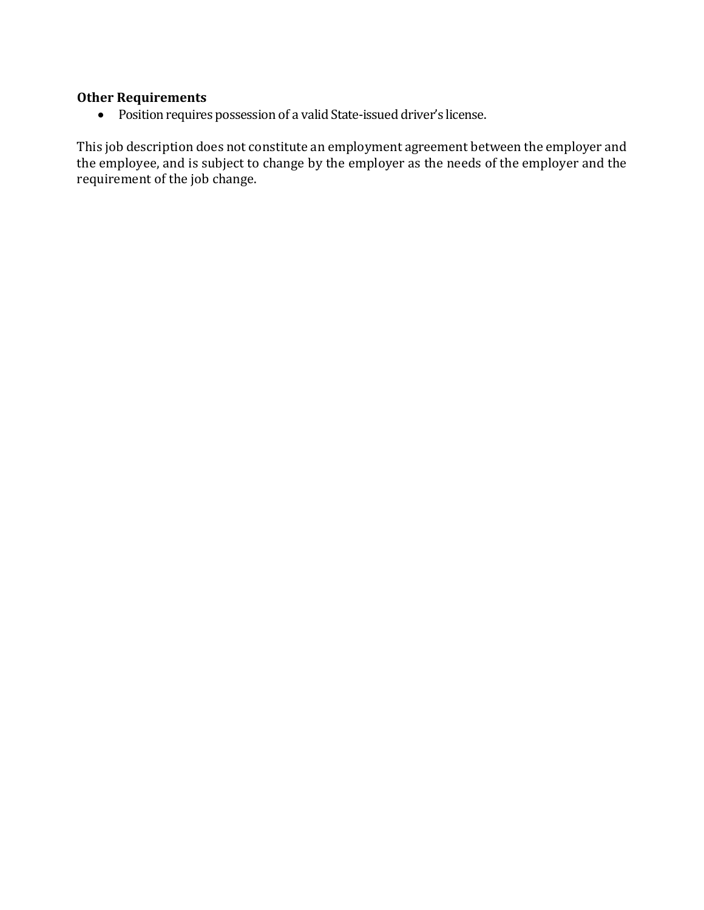**Other Requirements**

- Position requires possession of a valid State-issued driver's license.

This job description does not constitute an employment agreement between the employer and the employee, and is subject to change by the employer as the needs of the employer and the requirement of the job change.